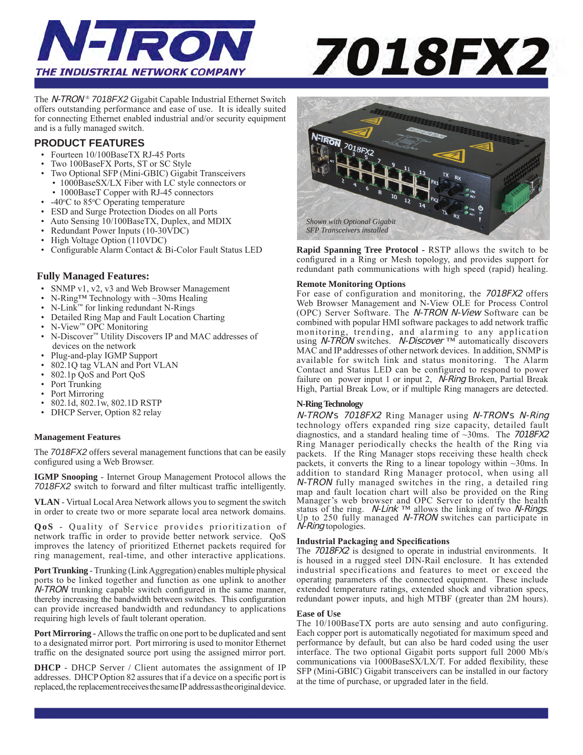# N-TRON

THE INDUSTRIAL NETWORK COMPANY

# 7018FX2

The *N-TRON®* *7018FX2* Gigabit Capable Industrial Ethernet Switch offers outstanding performance and ease of use. It is ideally suited for connecting Ethernet enabled industrial and/or security equipment and is a fully managed switch.

## PRODUCT FEATURES

- Fourteen 10/100BaseTX RJ-45 Ports
- Two 100BaseFX Ports, ST or SC Style
- Two Optional SFP (Mini-GBIC) Gigabit Transceivers
  - 1000BaseSX/LX Fiber with LC style connectors or
  - 1000BaseT Copper with RJ-45 connectors
- -40ºC to 85ºC Operating temperature
- ESD and Surge Protection Diodes on all Ports
- Auto Sensing 10/100BaseTX, Duplex, and MDIX
- Redundant Power Inputs (10-30VDC)
- High Voltage Option (110VDC)
- Configurable Alarm Contact & Bi-Color Fault Status LED

### Fully Managed Features:

- SNMP v1, v2, v3 and Web Browser Management
- N-Ring™ Technology with ~30ms Healing
- N-Link™ for linking redundant N-Rings
- Detailed Ring Map and Fault Location Charting
- N-View™ OPC Monitoring
- N-Discover™ Utility Discovers IP and MAC addresses of devices on the network
- Plug-and-play IGMP Support
- 802.1Q tag VLAN and Port VLAN
- 802.1p QoS and Port QoS
- Port Trunking
- Port Mirroring
- 802.1d, 802.1w, 802.1D RSTP
- DHCP Server, Option 82 relay

### Management Features

The *7018FX2* offers several management functions that can be easily configured using a Web Browser.

**IGMP Snooping** - Internet Group Management Protocol allows the *7018FX2* switch to forward and filter multicast traffic intelligently.

**VLAN** - Virtual Local Area Network allows you to segment the switch in order to create two or more separate local area network domains.

**QoS** - Quality of Service provides prioritization of network traffic in order to provide better network service. QoS improves the latency of prioritized Ethernet packets required for ring management, real-time, and other interactive applications.

**Port Trunking** - Trunking (Link Aggregation) enables multiple physical ports to be linked together and function as one uplink to another *N-TRON* trunking capable switch configured in the same manner, thereby increasing the bandwidth between switches. This configuration can provide increased bandwidth and redundancy to applications requiring high levels of fault tolerant operation.

**Port Mirroring** - Allows the traffic on one port to be duplicated and sent to a designated mirror port. Port mirroring is used to monitor Ethernet traffic on the designated source port using the assigned mirror port.

**DHCP** - DHCP Server / Client automates the assignment of IP addresses. DHCP Option 82 assures that if a device on a specific port is replaced, the replacement receives the same IP address as the original device.

*Shown with Optional Gigabit SFP Transceivers installed*

**Rapid Spanning Tree Protocol** - RSTP allows the switch to be configured in a Ring or Mesh topology, and provides support for redundant path communications with high speed (rapid) healing.

### Remote Monitoring Options

For ease of configuration and monitoring, the *7018FX2* offers Web Browser Management and N-View OLE for Process Control (OPC) Server Software. The *N-TRON N-View* Software can be combined with popular HMI software packages to add network traffic monitoring, trending, and alarming to any application using *N-TRON* switches. *N-Discover* ™ automatically discovers MAC and IP addresses of other network devices. In addition, SNMP is available for switch link and status monitoring. The Alarm Contact and Status LED can be configured to respond to power failure on power input 1 or input 2, *N-Ring* Broken, Partial Break High, Partial Break Low, or if multiple Ring managers are detected.

### N-Ring Technology

*N-TRON's 7018FX2* Ring Manager using *N-TRON's N-Ring* technology offers expanded ring size capacity, detailed fault diagnostics, and a standard healing time of ~30ms. The *7018FX2* Ring Manager periodically checks the health of the Ring via packets. If the Ring Manager stops receiving these health check packets, it converts the Ring to a linear topology within ~30ms. In addition to standard Ring Manager protocol, when using all *N-TRON* fully managed switches in the ring, a detailed ring map and fault location chart will also be provided on the Ring Manager's web browser and OPC Server to identfy the health status of the ring. *N-Link* ™ allows the linking of two *N-Rings*. Up to 250 fully managed *N-TRON* switches can participate in *N-Ring* topologies.

### Industrial Packaging and Specifications

The *7018FX2* is designed to operate in industrial environments. It is housed in a rugged steel DIN-Rail enclosure. It has extended industrial specifications and features to meet or exceed the operating parameters of the connected equipment. These include extended temperature ratings, extended shock and vibration specs, redundant power inputs, and high MTBF (greater than 2M hours).

### Ease of Use

The 10/100BaseTX ports are auto sensing and auto configuring. Each copper port is automatically negotiated for maximum speed and performance by default, but can also be hard coded using the user interface. The two optional Gigabit ports support full 2000 Mb/s communications via 1000BaseSX/LX/T. For added flexibility, these SFP (Mini-GBIC) Gigabit transceivers can be installed in our factory at the time of purchase, or upgraded later in the field.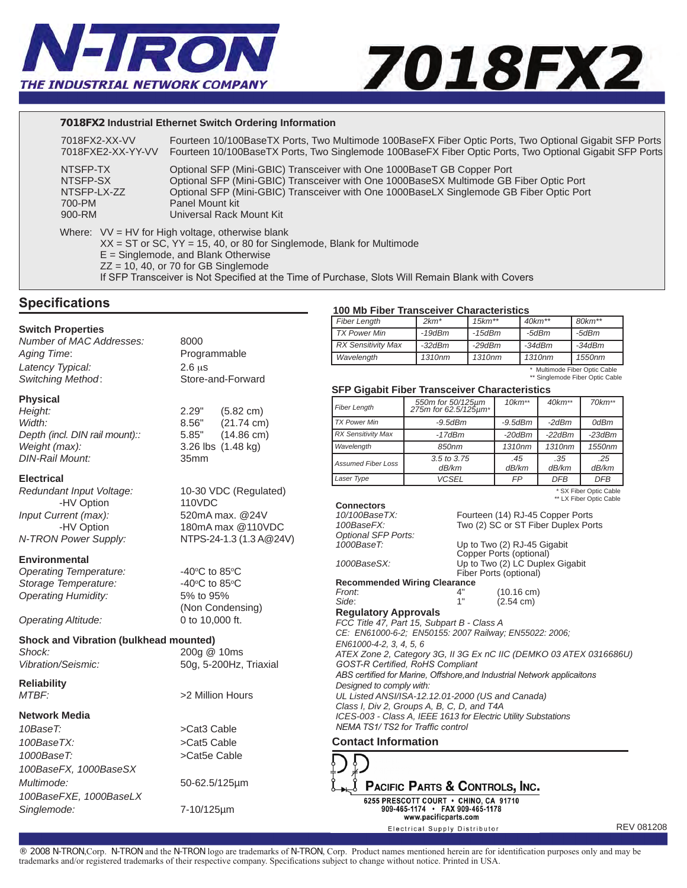# 7018FX2

## 7018FX2 Industrial Ethernet Switch Ordering Information

| | |
|---|---|
| 7018FX2-XX-VV | Fourteen 10/100BaseTX Ports, Two Multimode 100BaseFX Fiber Optic Ports, Two Optional Gigabit SFP Ports |
| 7018FXE2-XX-YY-VV | Fourteen 10/100BaseTX Ports, Two Singlemode 100BaseFX Fiber Optic Ports, Two Optional Gigabit SFP Ports |
| NTSFP-TX | Optional SFP (Mini-GBIC) Transceiver with One 1000BaseT GB Copper Port |
| NTSFP-SX | Optional SFP (Mini-GBIC) Transceiver with One 1000BaseSX Multimode GB Fiber Optic Port |
| NTSFP-LX-ZZ | Optional SFP (Mini-GBIC) Transceiver with One 1000BaseLX Singlemode GB Fiber Optic Port |
| 700-PM | Panel Mount kit |
| 900-RM | Universal Rack Mount Kit |

Where: VV = HV for High voltage, otherwise blank
XX = ST or SC, YY = 15, 40, or 80 for Singlemode, Blank for Multimode
E = Singlemode, and Blank Otherwise
ZZ = 10, 40, or 70 for GB Singlemode
If SFP Transceiver is Not Specified at the Time of Purchase, Slots Will Remain Blank with Covers

## Specifications

### Switch Properties

| | |
|---|---|
| *Number of MAC Addresses:* | 8000 |
| *Aging Time:* | Programmable |
| *Latency Typical:* | 2.6 µs |
| *Switching Method:* | Store-and-Forward |

### Physical

| | |
|---|---|
| *Height:* | 2.29" (5.82 cm) |
| *Width:* | 8.56" (21.74 cm) |
| *Depth (incl. DIN rail mount)::* | 5.85" (14.86 cm) |
| *Weight (max):* | 3.26 lbs (1.48 kg) |
| *DIN-Rail Mount:* | 35mm |

### Electrical

| | |
|---|---|
| *Redundant Input Voltage:* | 10-30 VDC (Regulated) |
| -HV Option | 110VDC |
| *Input Current (max):* | 520mA max. @24V |
| -HV Option | 180mA max @110VDC |
| *N-TRON Power Supply:* | NTPS-24-1.3 (1.3 A@24V) |

### Environmental

| | |
|---|---|
| *Operating Temperature:* | -40°C to 85°C |
| *Storage Temperature:* | -40°C to 85°C |
| *Operating Humidity:* | 5% to 95% (Non Condensing) |
| *Operating Altitude:* | 0 to 10,000 ft. |

### Shock and Vibration (bulkhead mounted)

| | |
|---|---|
| *Shock:* | 200g @ 10ms |
| *Vibration/Seismic:* | 50g, 5-200Hz, Triaxial |

### Reliability

| | |
|---|---|
| *MTBF:* | >2 Million Hours |

### Network Media

| | |
|---|---|
| *10BaseT:* | >Cat3 Cable |
| *100BaseTX:* | >Cat5 Cable |
| *1000BaseT:* | >Cat5e Cable |
| *100BaseFX, 1000BaseSX Multimode:* | 50-62.5/125µm |
| *100BaseFXE, 1000BaseLX Singlemode:* | 7-10/125µm |

### 100 Mb Fiber Transceiver Characteristics

| *Fiber Length* | *2km** | *15km*** | *40km*** | *80km*** |
|---|---|---|---|---|
| *TX Power Min* | *-19dBm* | *-15dBm* | *-5dBm* | *-5dBm* |
| *RX Sensitivity Max* | *-32dBm* | *-29dBm* | *-34dBm* | *-34dBm* |
| *Wavelength* | *1310nm* | *1310nm* | *1310nm* | *1550nm* |

\* Multimode Fiber Optic Cable
** Singlemode Fiber Optic Cable

### SFP Gigabit Fiber Transceiver Characteristics

| *Fiber Length* | *550m for 50/125µm 275m for 62.5/125µm** | *10km*** | *40km*** | *70km*** |
|---|---|---|---|---|
| *TX Power Min* | *-9.5dBm* | *-9.5dBm* | *-2dBm* | *0dBm* |
| *RX Sensitivity Max* | *-17dBm* | *-20dBm* | *-22dBm* | *-23dBm* |
| *Wavelength* | *850nm* | *1310nm* | *1310nm* | *1550nm* |
| *Assumed Fiber Loss* | *3.5 to 3.75 dB/km* | *.45 dB/km* | *.35 dB/km* | *.25 dB/km* |
| *Laser Type* | *VCSEL* | *FP* | *DFB* | *DFB* |

\* SX Fiber Optic Cable
** LX Fiber Optic Cable

### Connectors

| | |
|---|---|
| *10/100BaseTX:* | Fourteen (14) RJ-45 Copper Ports |
| *100BaseFX:* | Two (2) SC or ST Fiber Duplex Ports |
| *Optional SFP Ports:* | |
| *1000BaseT:* | Up to Two (2) RJ-45 Gigabit Copper Ports (optional) |
| *1000BaseSX:* | Up to Two (2) LC Duplex Gigabit Fiber Ports (optional) |

### Recommended Wiring Clearance

| | | |
|---|---|---|
| *Front:* | 4" | (10.16 cm) |
| *Side:* | 1" | (2.54 cm) |

### Regulatory Approvals

*FCC Title 47, Part 15, Subpart B - Class A*
*CE: EN61000-6-2; EN50155: 2007 Railway; EN55022: 2006; EN61000-4-2, 3, 4, 5, 6*
*ATEX Zone 2, Category 3G, II 3G Ex nC IIC (DEMKO 03 ATEX 0316686U)*
*GOST-R Certified, RoHS Compliant*
*ABS certified for Marine, Offshore,and Industrial Network applicaitons*
*Designed to comply with:*
*UL Listed ANSI/ISA-12.12.01-2000 (US and Canada)*
*Class I, Div 2, Groups A, B, C, D, and T4A*
*ICES-003 - Class A, IEEE 1613 for Electric Utility Substations*
*NEMA TS1/ TS2 for Traffic control*

## Contact Information

PACIFIC PARTS & CONTROLS, INC.
6255 PRESCOTT COURT • CHINO, CA 91710
909-465-1174 • FAX 909-465-1178
www.pacificparts.com
Electrical Supply Distributor

REV 081208

® 2008 N-TRON,Corp. N-TRON and the N-TRON logo are trademarks of N-TRON, Corp. Product names mentioned herein are for identification purposes only and may be trademarks and/or registered trademarks of their respective company. Specifications subject to change without notice. Printed in USA.